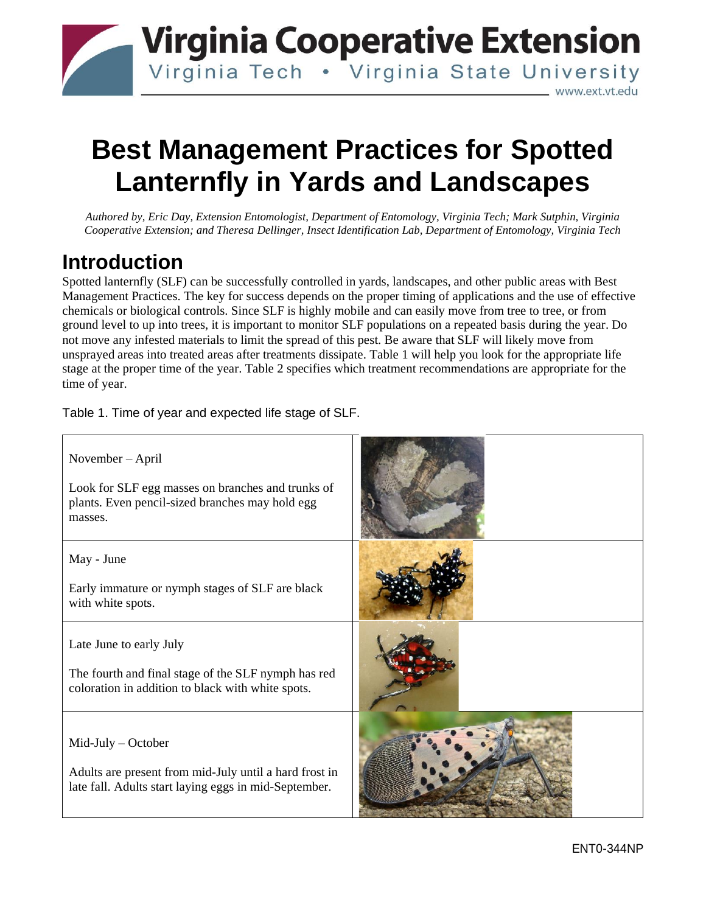Virginia Cooperative Extension
Virginia Tech • Virginia State University
www.ext.vt.edu

# Best Management Practices for Spotted Lanternfly in Yards and Landscapes

*Authored by, Eric Day, Extension Entomologist, Department of Entomology, Virginia Tech; Mark Sutphin, Virginia Cooperative Extension; and Theresa Dellinger, Insect Identification Lab, Department of Entomology, Virginia Tech*

## Introduction

Spotted lanternfly (SLF) can be successfully controlled in yards, landscapes, and other public areas with Best Management Practices. The key for success depends on the proper timing of applications and the use of effective chemicals or biological controls. Since SLF is highly mobile and can easily move from tree to tree, or from ground level to up into trees, it is important to monitor SLF populations on a repeated basis during the year. Do not move any infested materials to limit the spread of this pest. Be aware that SLF will likely move from unsprayed areas into treated areas after treatments dissipate. Table 1 will help you look for the appropriate life stage at the proper time of the year. Table 2 specifies which treatment recommendations are appropriate for the time of year.

Table 1. Time of year and expected life stage of SLF.

| Time of year and life stage | |
|---|---|
| November – April<br><br>Look for SLF egg masses on branches and trunks of plants. Even pencil-sized branches may hold egg masses. | |
| May - June<br><br>Early immature or nymph stages of SLF are black with white spots. | |
| Late June to early July<br><br>The fourth and final stage of the SLF nymph has red coloration in addition to black with white spots. | |
| Mid-July – October<br><br>Adults are present from mid-July until a hard frost in late fall. Adults start laying eggs in mid-September. | |

ENT0-344NP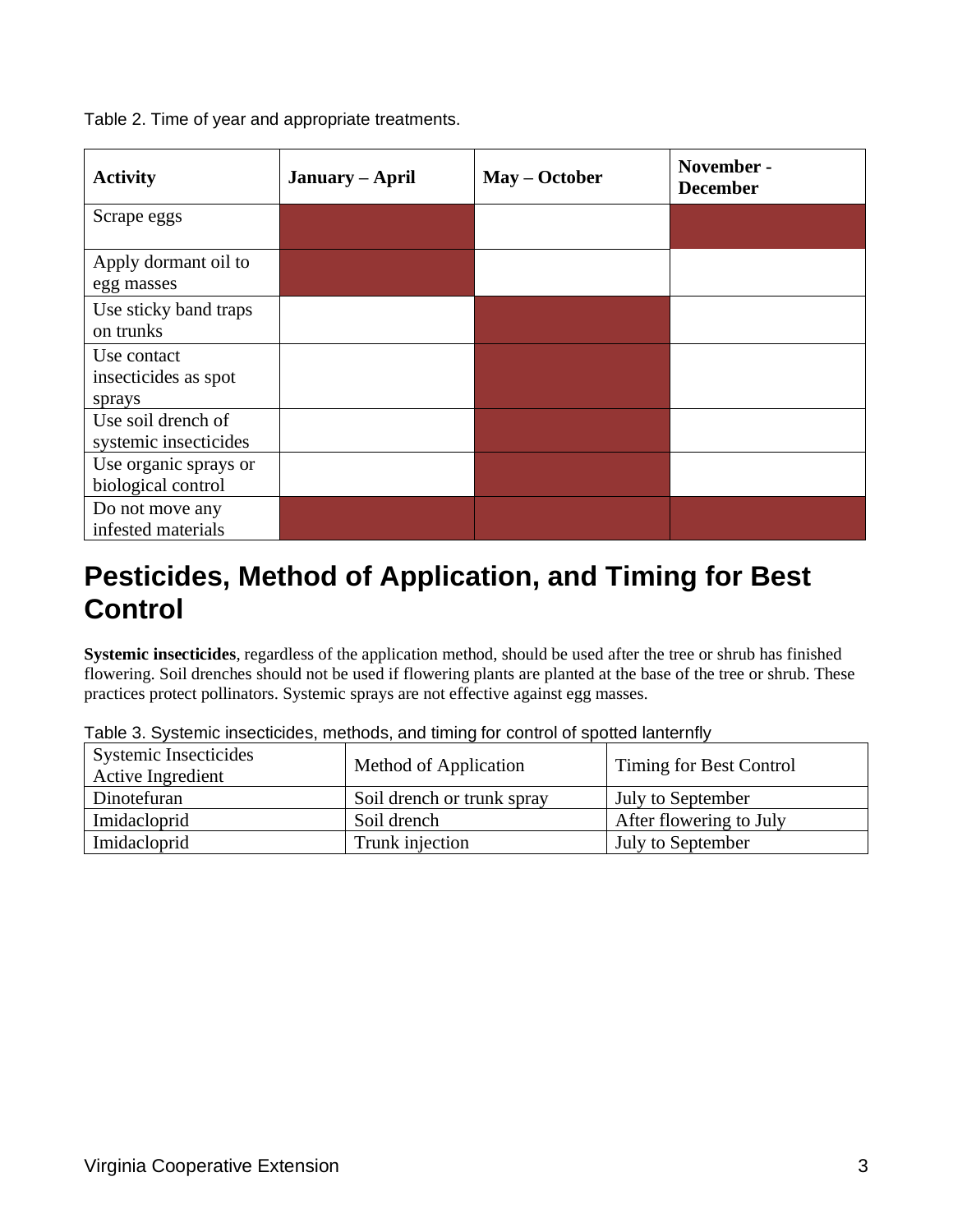Table 2. Time of year and appropriate treatments.

| Activity | January – April | May – October | November - December |
|---|---|---|---|
| Scrape eggs | ■ | | ■ |
| Apply dormant oil to egg masses | ■ | | |
| Use sticky band traps on trunks | | ■ | |
| Use contact insecticides as spot sprays | | ■ | |
| Use soil drench of systemic insecticides | | ■ | |
| Use organic sprays or biological control | | ■ | |
| Do not move any infested materials | ■ | ■ | ■ |

## Pesticides, Method of Application, and Timing for Best Control

**Systemic insecticides**, regardless of the application method, should be used after the tree or shrub has finished flowering. Soil drenches should not be used if flowering plants are planted at the base of the tree or shrub. These practices protect pollinators. Systemic sprays are not effective against egg masses.

Table 3. Systemic insecticides, methods, and timing for control of spotted lanternfly

| Systemic Insecticides Active Ingredient | Method of Application | Timing for Best Control |
|---|---|---|
| Dinotefuran | Soil drench or trunk spray | July to September |
| Imidacloprid | Soil drench | After flowering to July |
| Imidacloprid | Trunk injection | July to September |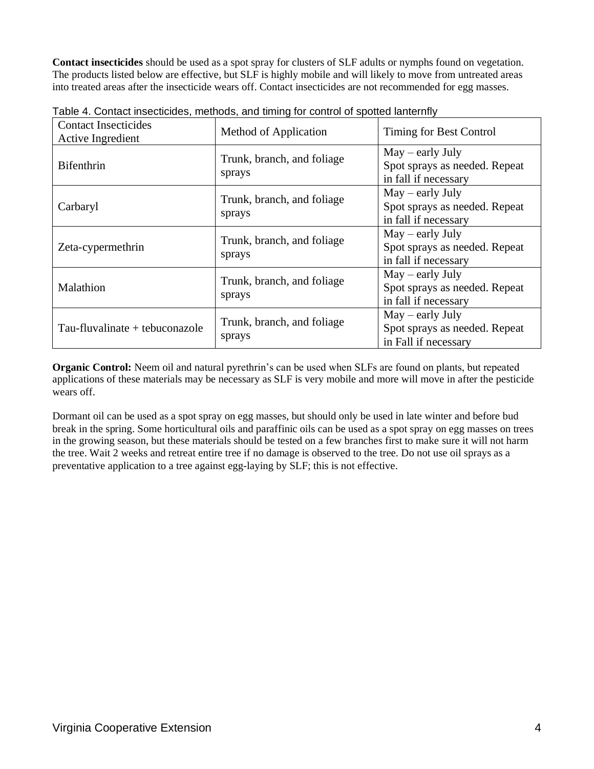**Contact insecticides** should be used as a spot spray for clusters of SLF adults or nymphs found on vegetation. The products listed below are effective, but SLF is highly mobile and will likely to move from untreated areas into treated areas after the insecticide wears off. Contact insecticides are not recommended for egg masses.

Table 4. Contact insecticides, methods, and timing for control of spotted lanternfly

| Contact Insecticides Active Ingredient | Method of Application | Timing for Best Control |
|---|---|---|
| Bifenthrin | Trunk, branch, and foliage sprays | May – early July Spot sprays as needed. Repeat in fall if necessary |
| Carbaryl | Trunk, branch, and foliage sprays | May – early July Spot sprays as needed. Repeat in fall if necessary |
| Zeta-cypermethrin | Trunk, branch, and foliage sprays | May – early July Spot sprays as needed. Repeat in fall if necessary |
| Malathion | Trunk, branch, and foliage sprays | May – early July Spot sprays as needed. Repeat in fall if necessary |
| Tau-fluvalinate + tebuconazole | Trunk, branch, and foliage sprays | May – early July Spot sprays as needed. Repeat in Fall if necessary |

**Organic Control:** Neem oil and natural pyrethrin's can be used when SLFs are found on plants, but repeated applications of these materials may be necessary as SLF is very mobile and more will move in after the pesticide wears off.

Dormant oil can be used as a spot spray on egg masses, but should only be used in late winter and before bud break in the spring. Some horticultural oils and paraffinic oils can be used as a spot spray on egg masses on trees in the growing season, but these materials should be tested on a few branches first to make sure it will not harm the tree. Wait 2 weeks and retreat entire tree if no damage is observed to the tree. Do not use oil sprays as a preventative application to a tree against egg-laying by SLF; this is not effective.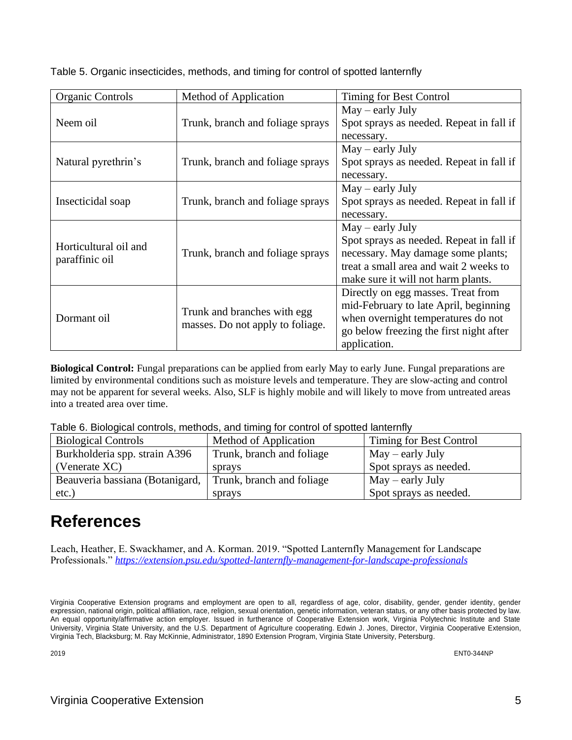Table 5. Organic insecticides, methods, and timing for control of spotted lanternfly

| Organic Controls | Method of Application | Timing for Best Control |
|---|---|---|
| Neem oil | Trunk, branch and foliage sprays | May – early July<br>Spot sprays as needed. Repeat in fall if necessary. |
| Natural pyrethrin's | Trunk, branch and foliage sprays | May – early July<br>Spot sprays as needed. Repeat in fall if necessary. |
| Insecticidal soap | Trunk, branch and foliage sprays | May – early July<br>Spot sprays as needed. Repeat in fall if necessary. |
| Horticultural oil and paraffinic oil | Trunk, branch and foliage sprays | May – early July<br>Spot sprays as needed. Repeat in fall if necessary. May damage some plants; treat a small area and wait 2 weeks to make sure it will not harm plants. |
| Dormant oil | Trunk and branches with egg masses. Do not apply to foliage. | Directly on egg masses. Treat from mid-February to late April, beginning when overnight temperatures do not go below freezing the first night after application. |

**Biological Control:** Fungal preparations can be applied from early May to early June. Fungal preparations are limited by environmental conditions such as moisture levels and temperature. They are slow-acting and control may not be apparent for several weeks. Also, SLF is highly mobile and will likely to move from untreated areas into a treated area over time.

Table 6. Biological controls, methods, and timing for control of spotted lanternfly

| Biological Controls | Method of Application | Timing for Best Control |
|---|---|---|
| Burkholderia spp. strain A396 (Venerate XC) | Trunk, branch and foliage sprays | May – early July<br>Spot sprays as needed. |
| Beauveria bassiana (Botanigard, etc.) | Trunk, branch and foliage sprays | May – early July<br>Spot sprays as needed. |

# References

Leach, Heather, E. Swackhamer, and A. Korman. 2019. "Spotted Lanternfly Management for Landscape Professionals." *https://extension.psu.edu/spotted-lanternfly-management-for-landscape-professionals*

Virginia Cooperative Extension programs and employment are open to all, regardless of age, color, disability, gender, gender identity, gender expression, national origin, political affiliation, race, religion, sexual orientation, genetic information, veteran status, or any other basis protected by law. An equal opportunity/affirmative action employer. Issued in furtherance of Cooperative Extension work, Virginia Polytechnic Institute and State University, Virginia State University, and the U.S. Department of Agriculture cooperating. Edwin J. Jones, Director, Virginia Cooperative Extension, Virginia Tech, Blacksburg; M. Ray McKinnie, Administrator, 1890 Extension Program, Virginia State University, Petersburg.

2019 ENT0-344NP